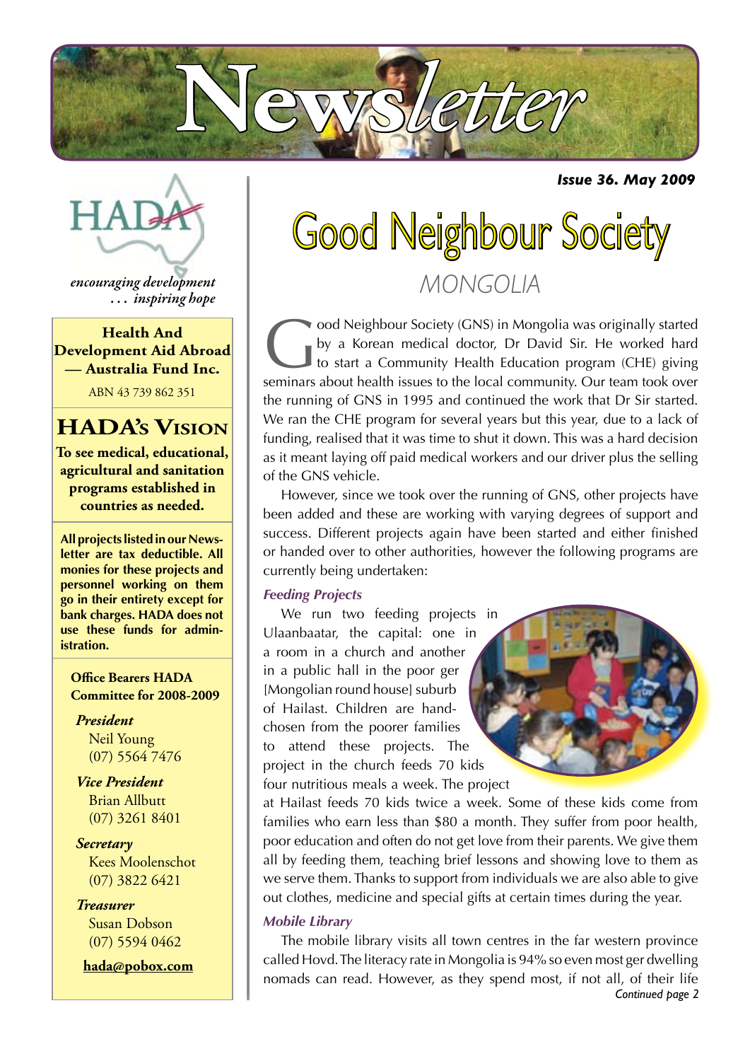# Newsletter

***Issue 36. May 2009***

HADA

*encouraging development … inspiring hope*

**Health And Development Aid Abroad — Australia Fund Inc.**

ABN 43 739 862 351

## HADA's Vision

**To see medical, educational, agricultural and sanitation programs established in countries as needed.**

**All projects listed in our Newsletter are tax deductible. All monies for these projects and personnel working on them go in their entirety except for bank charges. HADA does not use these funds for administration.**

**Office Bearers HADA Committee for 2008-2009**

***President***
Neil Young
(07) 5564 7476

***Vice President***
Brian Allbutt
(07) 3261 8401

***Secretary***
Kees Moolenschot
(07) 3822 6421

***Treasurer***
Susan Dobson
(07) 5594 0462

**hada@pobox.com**

# Good Neighbour Society

## MONGOLIA

Good Neighbour Society (GNS) in Mongolia was originally started by a Korean medical doctor, Dr David Sir. He worked hard to start a Community Health Education program (CHE) giving seminars about health issues to the local community. Our team took over the running of GNS in 1995 and continued the work that Dr Sir started. We ran the CHE program for several years but this year, due to a lack of funding, realised that it was time to shut it down. This was a hard decision as it meant laying off paid medical workers and our driver plus the selling of the GNS vehicle.

However, since we took over the running of GNS, other projects have been added and these are working with varying degrees of support and success. Different projects again have been started and either finished or handed over to other authorities, however the following programs are currently being undertaken:

### *Feeding Projects*

We run two feeding projects in Ulaanbaatar, the capital: one in a room in a church and another in a public hall in the poor ger [Mongolian round house] suburb of Hailast. Children are hand-chosen from the poorer families to attend these projects. The project in the church feeds 70 kids four nutritious meals a week. The project at Hailast feeds 70 kids twice a week. Some of these kids come from families who earn less than $80 a month. They suffer from poor health, poor education and often do not get love from their parents. We give them all by feeding them, teaching brief lessons and showing love to them as we serve them. Thanks to support from individuals we are also able to give out clothes, medicine and special gifts at certain times during the year.

### *Mobile Library*

The mobile library visits all town centres in the far western province called Hovd. The literacy rate in Mongolia is 94% so even most ger dwelling nomads can read. However, as they spend most, if not all, of their life

*Continued page 2*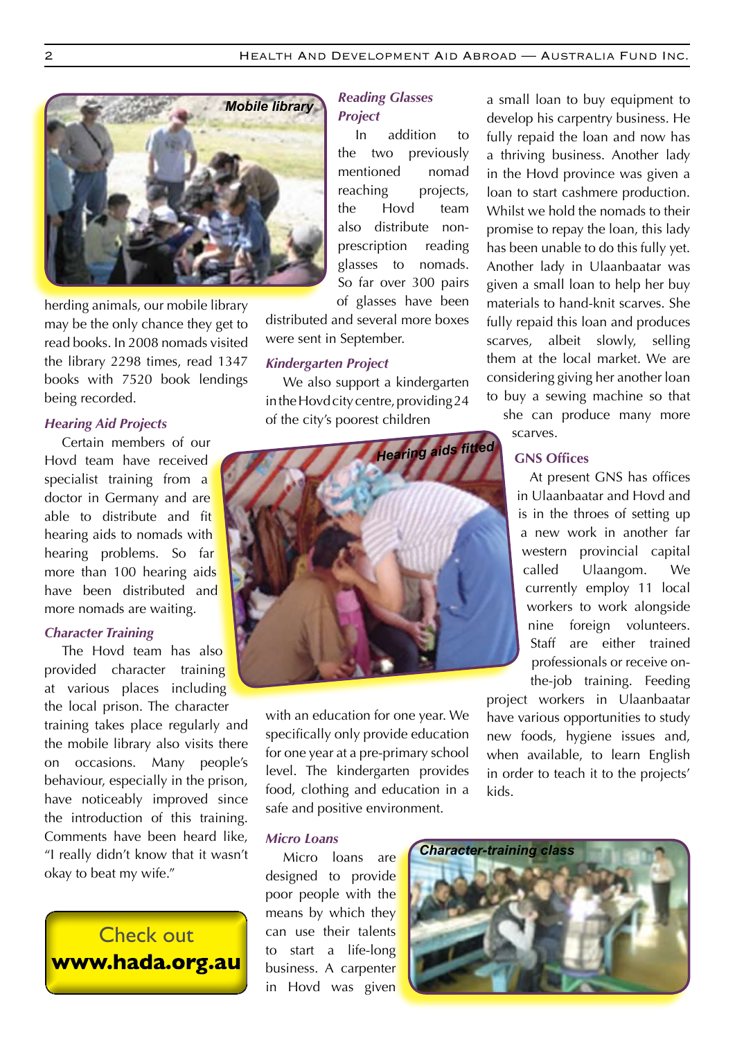Mobile library

herding animals, our mobile library may be the only chance they get to read books. In 2008 nomads visited the library 2298 times, read 1347 books with 7520 book lendings being recorded.

### *Hearing Aid Projects*

Certain members of our Hovd team have received specialist training from a doctor in Germany and are able to distribute and fit hearing aids to nomads with hearing problems. So far more than 100 hearing aids have been distributed and more nomads are waiting.

### *Character Training*

The Hovd team has also provided character training at various places including the local prison. The character training takes place regularly and the mobile library also visits there on occasions. Many people's behaviour, especially in the prison, have noticeably improved since the introduction of this training. Comments have been heard like, "I really didn't know that it wasn't okay to beat my wife."

Check out **www.hada.org.au**

### *Reading Glasses Project*

In addition to the two previously mentioned nomad reaching projects, the Hovd team also distribute non-prescription reading glasses to nomads. So far over 300 pairs of glasses have been distributed and several more boxes were sent in September.

### *Kindergarten Project*

We also support a kindergarten in the Hovd city centre, providing 24 of the city's poorest children with an education for one year. We specifically only provide education for one year at a pre-primary school level. The kindergarten provides food, clothing and education in a safe and positive environment.

Hearing aids fitted

### *Micro Loans*

Micro loans are designed to provide poor people with the means by which they can use their talents to start a life-long business. A carpenter in Hovd was given a small loan to buy equipment to develop his carpentry business. He fully repaid the loan and now has a thriving business. Another lady in the Hovd province was given a loan to start cashmere production. Whilst we hold the nomads to their promise to repay the loan, this lady has been unable to do this fully yet. Another lady in Ulaanbaatar was given a small loan to help her buy materials to hand-knit scarves. She fully repaid this loan and produces scarves, albeit slowly, selling them at the local market. We are considering giving her another loan to buy a sewing machine so that she can produce many more scarves.

### GNS Offices

At present GNS has offices in Ulaanbaatar and Hovd and is in the throes of setting up a new work in another far western provincial capital called Ulaangom. We currently employ 11 local workers to work alongside nine foreign volunteers. Staff are either trained professionals or receive on-the-job training. Feeding project workers in Ulaanbaatar have various opportunities to study new foods, hygiene issues and, when available, to learn English in order to teach it to the projects' kids.

Character-training class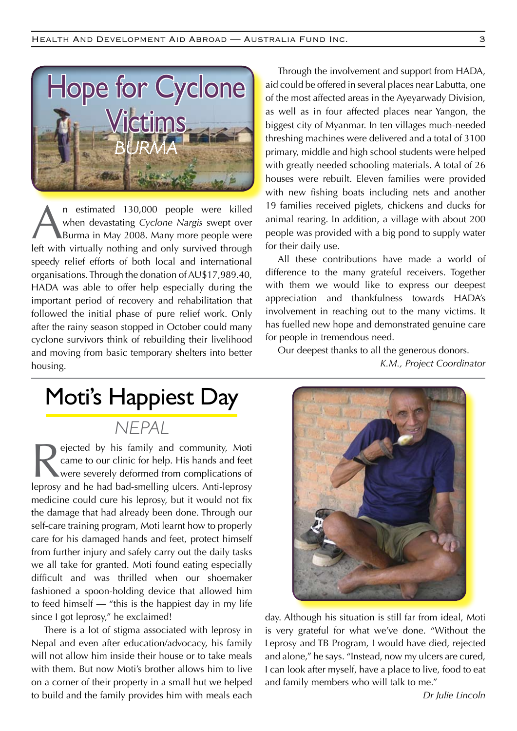# Hope for Cyclone Victims

## BURMA

An estimated 130,000 people were killed when devastating *Cyclone Nargis* swept over Burma in May 2008. Many more people were left with virtually nothing and only survived through speedy relief efforts of both local and international organisations. Through the donation of AU$17,989.40, HADA was able to offer help especially during the important period of recovery and rehabilitation that followed the initial phase of pure relief work. Only after the rainy season stopped in October could many cyclone survivors think of rebuilding their livelihood and moving from basic temporary shelters into better housing.

Through the involvement and support from HADA, aid could be offered in several places near Labutta, one of the most affected areas in the Ayeyarwady Division, as well as in four affected places near Yangon, the biggest city of Myanmar. In ten villages much-needed threshing machines were delivered and a total of 3100 primary, middle and high school students were helped with greatly needed schooling materials. A total of 26 houses were rebuilt. Eleven families were provided with new fishing boats including nets and another 19 families received piglets, chickens and ducks for animal rearing. In addition, a village with about 200 people was provided with a big pond to supply water for their daily use.

All these contributions have made a world of difference to the many grateful receivers. Together with them we would like to express our deepest appreciation and thankfulness towards HADA's involvement in reaching out to the many victims. It has fuelled new hope and demonstrated genuine care for people in tremendous need.

Our deepest thanks to all the generous donors.

*K.M., Project Coordinator*

# Moti's Happiest Day

## NEPAL

Rejected by his family and community, Moti came to our clinic for help. His hands and feet were severely deformed from complications of leprosy and he had bad-smelling ulcers. Anti-leprosy medicine could cure his leprosy, but it would not fix the damage that had already been done. Through our self-care training program, Moti learnt how to properly care for his damaged hands and feet, protect himself from further injury and safely carry out the daily tasks we all take for granted. Moti found eating especially difficult and was thrilled when our shoemaker fashioned a spoon-holding device that allowed him to feed himself — "this is the happiest day in my life since I got leprosy," he exclaimed!

There is a lot of stigma associated with leprosy in Nepal and even after education/advocacy, his family will not allow him inside their house or to take meals with them. But now Moti's brother allows him to live on a corner of their property in a small hut we helped to build and the family provides him with meals each day. Although his situation is still far from ideal, Moti is very grateful for what we've done. "Without the Leprosy and TB Program, I would have died, rejected and alone," he says. "Instead, now my ulcers are cured, I can look after myself, have a place to live, food to eat and family members who will talk to me."

*Dr Julie Lincoln*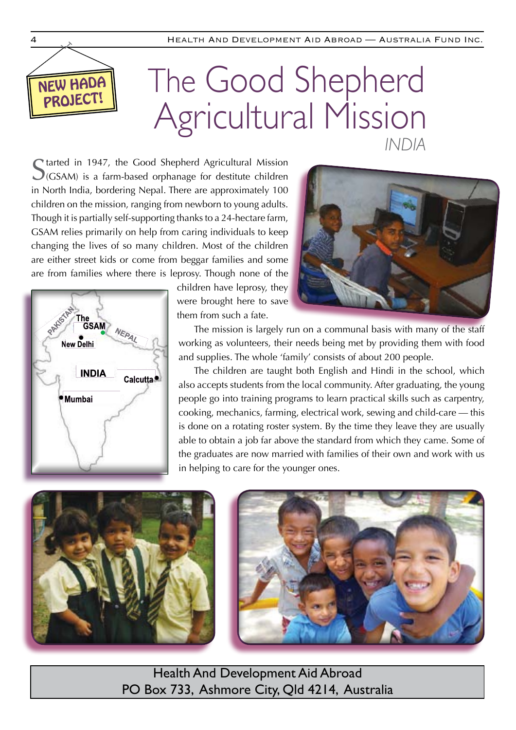NEW HADA PROJECT!

# The Good Shepherd Agricultural Mission

*INDIA*

Started in 1947, the Good Shepherd Agricultural Mission (GSAM) is a farm-based orphanage for destitute children in North India, bordering Nepal. There are approximately 100 children on the mission, ranging from newborn to young adults. Though it is partially self-supporting thanks to a 24-hectare farm, GSAM relies primarily on help from caring individuals to keep changing the lives of so many children. Most of the children are either street kids or come from beggar families and some are from families where there is leprosy. Though none of the children have leprosy, they were brought here to save them from such a fate.

The mission is largely run on a communal basis with many of the staff working as volunteers, their needs being met by providing them with food and supplies. The whole 'family' consists of about 200 people.

The children are taught both English and Hindi in the school, which also accepts students from the local community. After graduating, the young people go into training programs to learn practical skills such as carpentry, cooking, mechanics, farming, electrical work, sewing and child-care — this is done on a rotating roster system. By the time they leave they are usually able to obtain a job far above the standard from which they came. Some of the graduates are now married with families of their own and work with us in helping to care for the younger ones.

Health And Development Aid Abroad
PO Box 733, Ashmore City, Qld 4214, Australia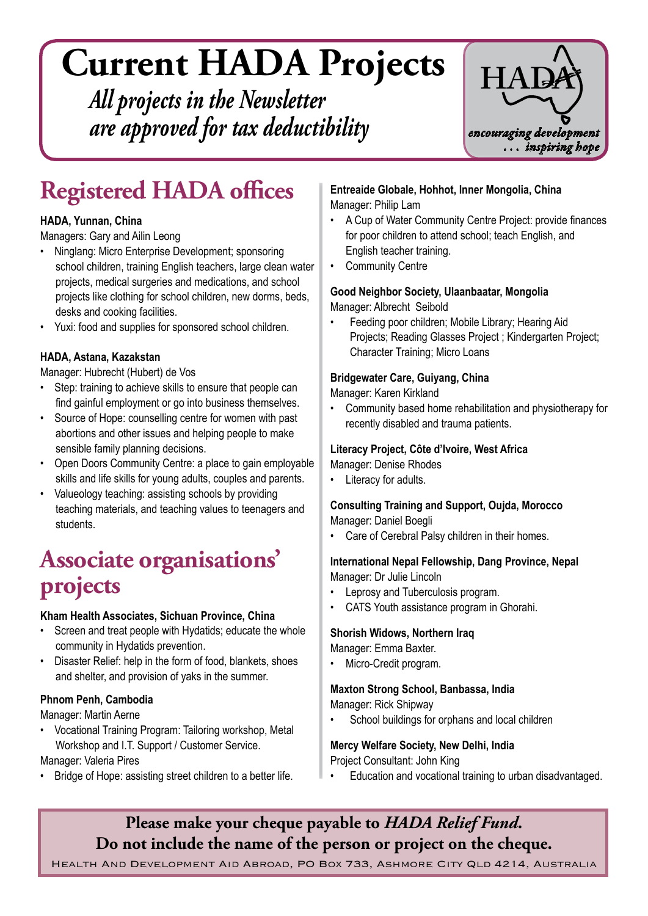# Current HADA Projects

*All projects in the Newsletter are approved for tax deductibility*

HADA
*encouraging development ... inspiring hope*

## Registered HADA offices

**HADA, Yunnan, China**
Managers: Gary and Ailin Leong

- Ninglang: Micro Enterprise Development; sponsoring school children, training English teachers, large clean water projects, medical surgeries and medications, and school projects like clothing for school children, new dorms, beds, desks and cooking facilities.
- Yuxi: food and supplies for sponsored school children.

**HADA, Astana, Kazakstan**
Manager: Hubrecht (Hubert) de Vos

- Step: training to achieve skills to ensure that people can find gainful employment or go into business themselves.
- Source of Hope: counselling centre for women with past abortions and other issues and helping people to make sensible family planning decisions.
- Open Doors Community Centre: a place to gain employable skills and life skills for young adults, couples and parents.
- Valueology teaching: assisting schools by providing teaching materials, and teaching values to teenagers and students.

## Associate organisations' projects

**Kham Health Associates, Sichuan Province, China**

- Screen and treat people with Hydatids; educate the whole community in Hydatids prevention.
- Disaster Relief: help in the form of food, blankets, shoes and shelter, and provision of yaks in the summer.

**Phnom Penh, Cambodia**
Manager: Martin Aerne

- Vocational Training Program: Tailoring workshop, Metal Workshop and I.T. Support / Customer Service.

Manager: Valeria Pires

- Bridge of Hope: assisting street children to a better life.

**Entreaide Globale, Hohhot, Inner Mongolia, China**
Manager: Philip Lam

- A Cup of Water Community Centre Project: provide finances for poor children to attend school; teach English, and English teacher training.
- Community Centre

**Good Neighbor Society, Ulaanbaatar, Mongolia**
Manager: Albrecht Seibold

- Feeding poor children; Mobile Library; Hearing Aid Projects; Reading Glasses Project ; Kindergarten Project; Character Training; Micro Loans

**Bridgewater Care, Guiyang, China**
Manager: Karen Kirkland

- Community based home rehabilitation and physiotherapy for recently disabled and trauma patients.

**Literacy Project, Côte d'Ivoire, West Africa**
Manager: Denise Rhodes

- Literacy for adults.

**Consulting Training and Support, Oujda, Morocco**
Manager: Daniel Boegli

- Care of Cerebral Palsy children in their homes.

**International Nepal Fellowship, Dang Province, Nepal**
Manager: Dr Julie Lincoln

- Leprosy and Tuberculosis program.
- CATS Youth assistance program in Ghorahi.

**Shorish Widows, Northern Iraq**
Manager: Emma Baxter.

- Micro-Credit program.

**Maxton Strong School, Banbassa, India**
Manager: Rick Shipway

- School buildings for orphans and local children

**Mercy Welfare Society, New Delhi, India**
Project Consultant: John King

- Education and vocational training to urban disadvantaged.

**Please make your cheque payable to *HADA Relief Fund*.**
**Do not include the name of the person or project on the cheque.**

Health And Development Aid Abroad, PO Box 733, Ashmore City QLD 4214, Australia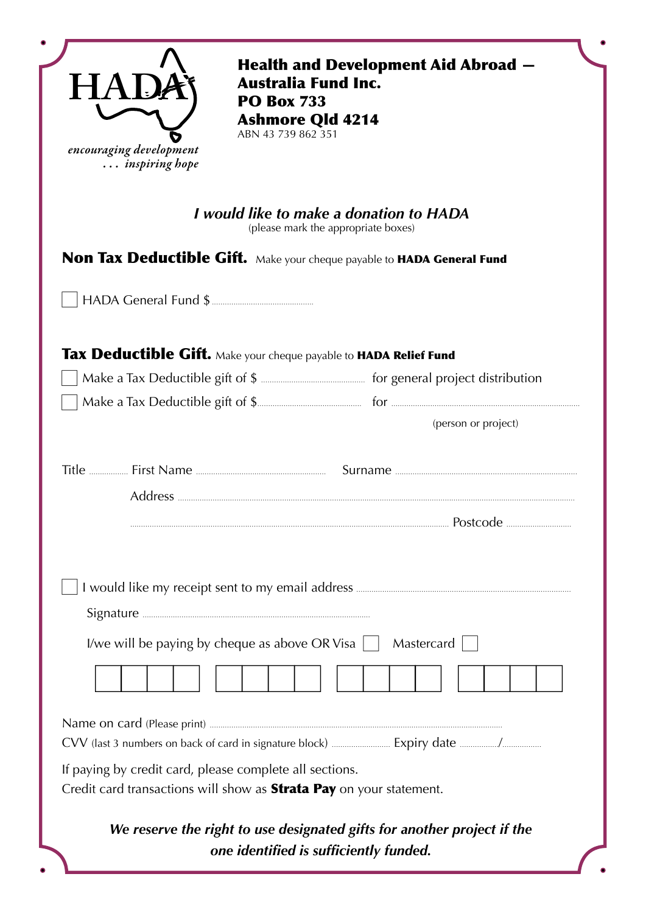HADA

*encouraging development ... inspiring hope*

**Health and Development Aid Abroad — Australia Fund Inc.**
**PO Box 733**
**Ashmore Qld 4214**
ABN 43 739 862 351

### *I would like to make a donation to HADA*

(please mark the appropriate boxes)

**Non Tax Deductible Gift.** Make your cheque payable to **HADA General Fund**

☐ HADA General Fund $ ..............................

**Tax Deductible Gift.** Make your cheque payable to **HADA Relief Fund**

☐ Make a Tax Deductible gift of $ .............................. for general project distribution

☐ Make a Tax Deductible gift of $.............................. for ..............................

(person or project)

Title .......... First Name .............................. Surname ..............................

Address ..............................

.............................. Postcode ..........

☐ I would like my receipt sent to my email address ..............................

Signature ..............................

I/we will be paying by cheque as above OR Visa ☐ Mastercard ☐

☐☐☐☐ ☐☐☐☐ ☐☐☐☐ ☐☐☐☐

Name on card (Please print) ..............................

CVV (last 3 numbers on back of card in signature block) .......... Expiry date ......../........

If paying by credit card, please complete all sections.
Credit card transactions will show as **Strata Pay** on your statement.

***We reserve the right to use designated gifts for another project if the one identified is sufficiently funded.***